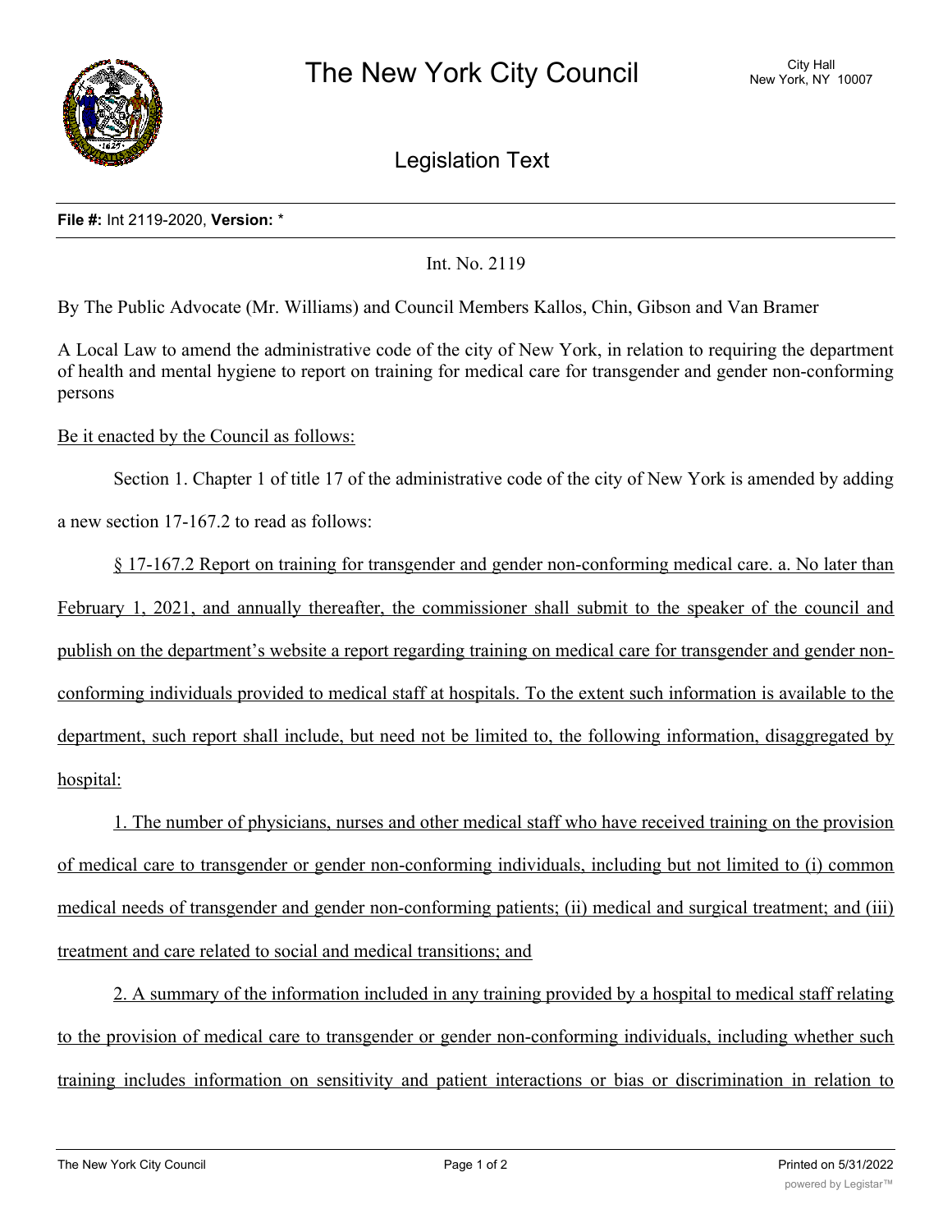# The New York City Council

City Hall
New York, NY 10007

## Legislation Text

**File #:** Int 2119-2020, **Version:** *

Int. No. 2119

By The Public Advocate (Mr. Williams) and Council Members Kallos, Chin, Gibson and Van Bramer

A Local Law to amend the administrative code of the city of New York, in relation to requiring the department of health and mental hygiene to report on training for medical care for transgender and gender non-conforming persons

Be it enacted by the Council as follows:

Section 1. Chapter 1 of title 17 of the administrative code of the city of New York is amended by adding a new section 17-167.2 to read as follows:

§ 17-167.2 Report on training for transgender and gender non-conforming medical care. a. No later than February 1, 2021, and annually thereafter, the commissioner shall submit to the speaker of the council and publish on the department's website a report regarding training on medical care for transgender and gender non-conforming individuals provided to medical staff at hospitals. To the extent such information is available to the department, such report shall include, but need not be limited to, the following information, disaggregated by hospital:

1. The number of physicians, nurses and other medical staff who have received training on the provision of medical care to transgender or gender non-conforming individuals, including but not limited to (i) common medical needs of transgender and gender non-conforming patients; (ii) medical and surgical treatment; and (iii) treatment and care related to social and medical transitions; and

2. A summary of the information included in any training provided by a hospital to medical staff relating to the provision of medical care to transgender or gender non-conforming individuals, including whether such training includes information on sensitivity and patient interactions or bias or discrimination in relation to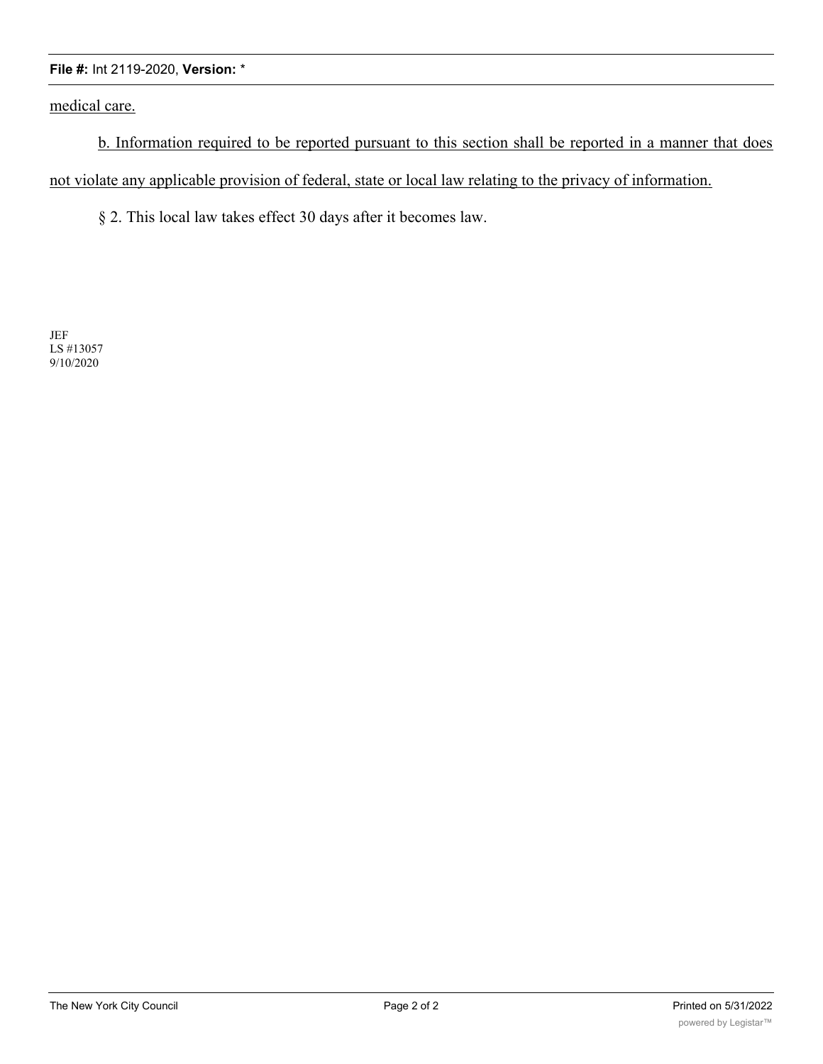medical care.

b. Information required to be reported pursuant to this section shall be reported in a manner that does not violate any applicable provision of federal, state or local law relating to the privacy of information.

§ 2. This local law takes effect 30 days after it becomes law.

JEF
LS #13057
9/10/2020